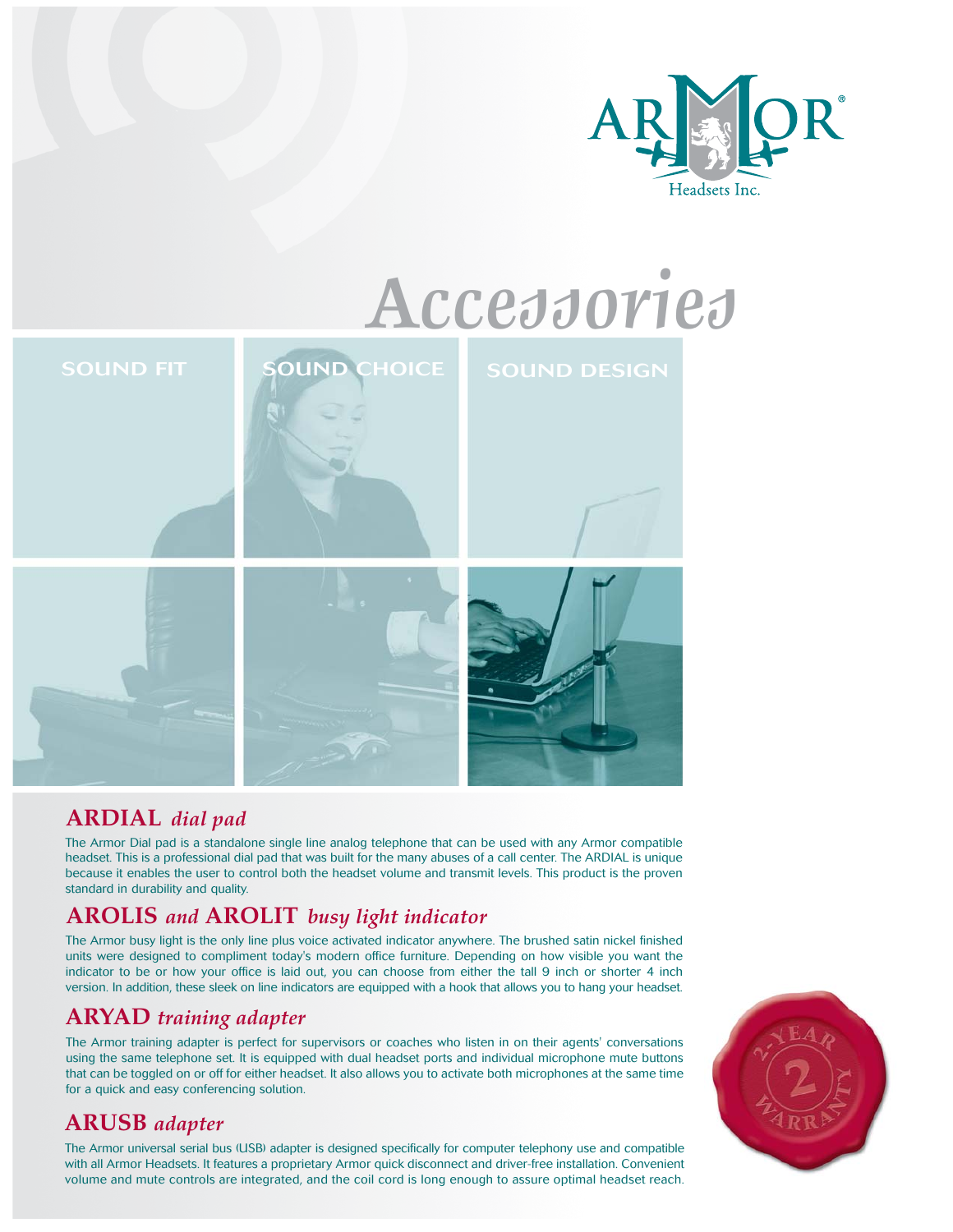ARMOR®
Headsets Inc.

# Accessories

SOUND FIT SOUND CHOICE SOUND DESIGN

## ARDIAL *dial pad*

The Armor Dial pad is a standalone single line analog telephone that can be used with any Armor compatible headset. This is a professional dial pad that was built for the many abuses of a call center. The ARDIAL is unique because it enables the user to control both the headset volume and transmit levels. This product is the proven standard in durability and quality.

## AROLIS *and* AROLIT *busy light indicator*

The Armor busy light is the only line plus voice activated indicator anywhere. The brushed satin nickel finished units were designed to compliment today's modern office furniture. Depending on how visible you want the indicator to be or how your office is laid out, you can choose from either the tall 9 inch or shorter 4 inch version. In addition, these sleek on line indicators are equipped with a hook that allows you to hang your headset.

## ARYAD *training adapter*

The Armor training adapter is perfect for supervisors or coaches who listen in on their agents' conversations using the same telephone set. It is equipped with dual headset ports and individual microphone mute buttons that can be toggled on or off for either headset. It also allows you to activate both microphones at the same time for a quick and easy conferencing solution.

## ARUSB *adapter*

The Armor universal serial bus (USB) adapter is designed specifically for computer telephony use and compatible with all Armor Headsets. It features a proprietary Armor quick disconnect and driver-free installation. Convenient volume and mute controls are integrated, and the coil cord is long enough to assure optimal headset reach.

2-YEAR WARRANTY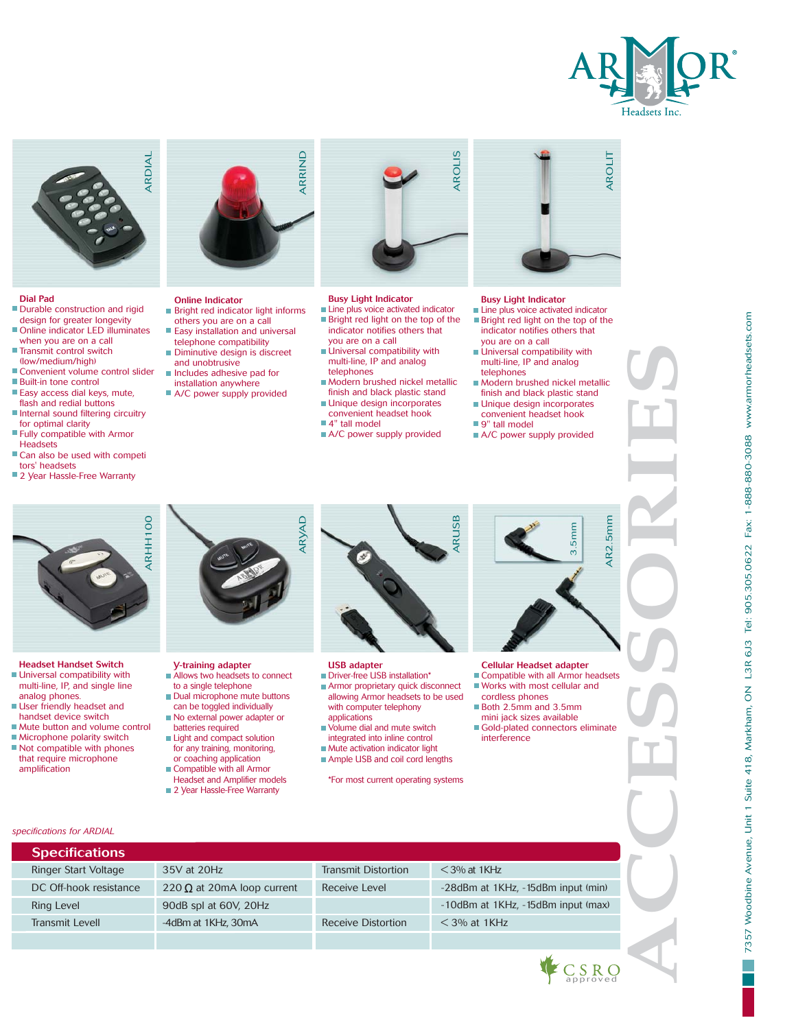ARMOR®
Headsets Inc.

ARDIAL

### Dial Pad

- Durable construction and rigid design for greater longevity
- Online indicator LED illuminates when you are on a call
- Transmit control switch (low/medium/high)
- Convenient volume control slider
- Built-in tone control
- Easy access dial keys, mute, flash and redial buttons
- Internal sound filtering circuitry for optimal clarity
- Fully compatible with Armor Headsets
- Can also be used with competi tors' headsets
- 2 Year Hassle-Free Warranty

ARRIND

### Online Indicator

- Bright red indicator light informs others you are on a call
- Easy installation and universal telephone compatibility
- Diminutive design is discreet and unobtrusive
- Includes adhesive pad for installation anywhere
- A/C power supply provided

AROLIS

### Busy Light Indicator

- Line plus voice activated indicator
- Bright red light on the top of the indicator notifies others that you are on a call
- Universal compatibility with multi-line, IP and analog telephones
- Modern brushed nickel metallic finish and black plastic stand
- Unique design incorporates convenient headset hook
- 4" tall model
- A/C power supply provided

AROLIT

### Busy Light Indicator

- Line plus voice activated indicator
- Bright red light on the top of the indicator notifies others that you are on a call
- Universal compatibility with multi-line, IP and analog telephones
- Modern brushed nickel metallic finish and black plastic stand
- Unique design incorporates convenient headset hook
- 9" tall model
- A/C power supply provided

ARHH100

### Headset Handset Switch

- Universal compatibility with multi-line, IP, and single line analog phones.
- User friendly headset and handset device switch
- Mute button and volume control
- Microphone polarity switch
- Not compatible with phones that require microphone amplification

ARYAD

### Y-training adapter

- Allows two headsets to connect to a single telephone
- Dual microphone mute buttons can be toggled individually
- No external power adapter or batteries required
- Light and compact solution for any training, monitoring, or coaching application
- Compatible with all Armor Headset and Amplifier models
- 2 Year Hassle-Free Warranty

ARUSB

### USB adapter

- Driver-free USB installation*
- Armor proprietary quick disconnect allowing Armor headsets to be used with computer telephony applications
- Volume dial and mute switch integrated into inline control
- Mute activation indicator light
- Ample USB and coil cord lengths

*For most current operating systems

AR2.5mm

3.5mm

### Cellular Headset adapter

- Compatible with all Armor headsets
- Works with most cellular and cordless phones
- Both 2.5mm and 3.5mm mini jack sizes available
- Gold-plated connectors eliminate interference

ACCESSORIES

*specifications for ARDIAL*

## Specifications

| | | | |
|---|---|---|---|
| Ringer Start Voltage | 35V at 20Hz | Transmit Distortion | <3% at 1KHz |
| DC Off-hook resistance | 220 Ω at 20mA loop current | Receive Level | -28dBm at 1KHz, -15dBm input (min) |
| Ring Level | 90dB spl at 60V, 20Hz | | -10dBm at 1KHz, -15dBm input (max) |
| Transmit Levell | -4dBm at 1KHz, 30mA | Receive Distortion | < 3% at 1KHz |
| | | | |

CSRO approved

7357 Woodbine Avenue, Unit 1 Suite 418, Markham, ON L3R 6J3 Tel: 905.305.0622 Fax: 1-888-880-3088 www.armorheadsets.com